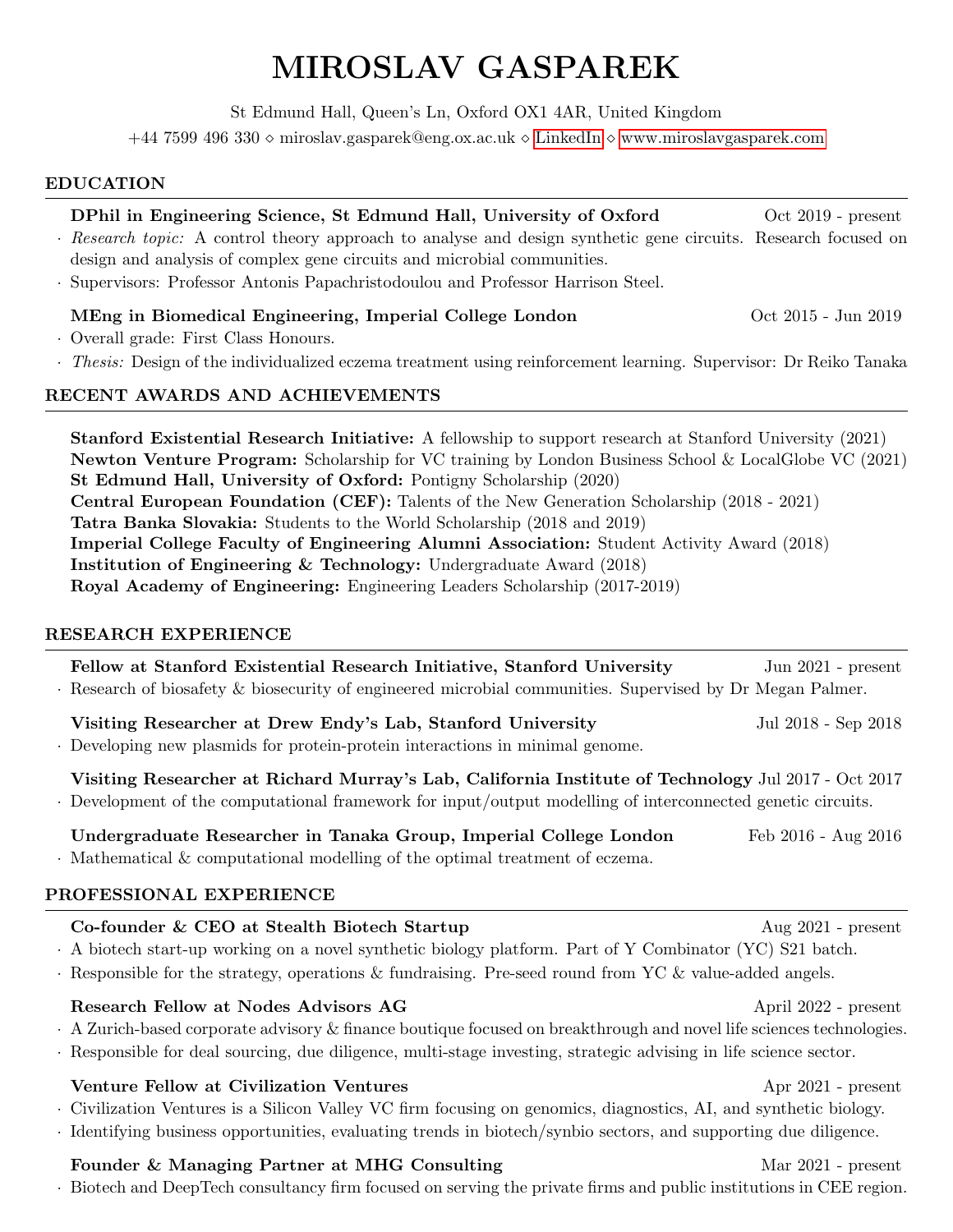# MIROSLAV GASPAREK

St Edmund Hall, Queen's Ln, Oxford OX1 4AR, United Kingdom

+44 7599 496 330 ⋄ miroslav.gasparek@eng.ox.ac.uk ⋄ LinkedIn ⋄ www.miroslavgasparek.com

## EDUCATION

**DPhil in Engineering Science, St Edmund Hall, University of Oxford** Oct 2019 - present

- *Research topic:* A control theory approach to analyse and design synthetic gene circuits. Research focused on design and analysis of complex gene circuits and microbial communities.
- Supervisors: Professor Antonis Papachristodoulou and Professor Harrison Steel.

**MEng in Biomedical Engineering, Imperial College London** Oct 2015 - Jun 2019

- Overall grade: First Class Honours.
- *Thesis:* Design of the individualized eczema treatment using reinforcement learning. Supervisor: Dr Reiko Tanaka

## RECENT AWARDS AND ACHIEVEMENTS

**Stanford Existential Research Initiative:** A fellowship to support research at Stanford University (2021)
**Newton Venture Program:** Scholarship for VC training by London Business School & LocalGlobe VC (2021)
**St Edmund Hall, University of Oxford:** Pontigny Scholarship (2020)
**Central European Foundation (CEF):** Talents of the New Generation Scholarship (2018 - 2021)
**Tatra Banka Slovakia:** Students to the World Scholarship (2018 and 2019)
**Imperial College Faculty of Engineering Alumni Association:** Student Activity Award (2018)
**Institution of Engineering & Technology:** Undergraduate Award (2018)
**Royal Academy of Engineering:** Engineering Leaders Scholarship (2017-2019)

## RESEARCH EXPERIENCE

**Fellow at Stanford Existential Research Initiative, Stanford University** Jun 2021 - present

- Research of biosafety & biosecurity of engineered microbial communities. Supervised by Dr Megan Palmer.

**Visiting Researcher at Drew Endy's Lab, Stanford University** Jul 2018 - Sep 2018

- Developing new plasmids for protein-protein interactions in minimal genome.

**Visiting Researcher at Richard Murray's Lab, California Institute of Technology** Jul 2017 - Oct 2017

- Development of the computational framework for input/output modelling of interconnected genetic circuits.

**Undergraduate Researcher in Tanaka Group, Imperial College London** Feb 2016 - Aug 2016

- Mathematical & computational modelling of the optimal treatment of eczema.

## PROFESSIONAL EXPERIENCE

**Co-founder & CEO at Stealth Biotech Startup** Aug 2021 - present

- A biotech start-up working on a novel synthetic biology platform. Part of Y Combinator (YC) S21 batch.
- Responsible for the strategy, operations & fundraising. Pre-seed round from YC & value-added angels.

**Research Fellow at Nodes Advisors AG** April 2022 - present

- A Zurich-based corporate advisory & finance boutique focused on breakthrough and novel life sciences technologies.
- Responsible for deal sourcing, due diligence, multi-stage investing, strategic advising in life science sector.

**Venture Fellow at Civilization Ventures** Apr 2021 - present

- Civilization Ventures is a Silicon Valley VC firm focusing on genomics, diagnostics, AI, and synthetic biology.
- Identifying business opportunities, evaluating trends in biotech/synbio sectors, and supporting due diligence.

**Founder & Managing Partner at MHG Consulting** Mar 2021 - present

- Biotech and DeepTech consultancy firm focused on serving the private firms and public institutions in CEE region.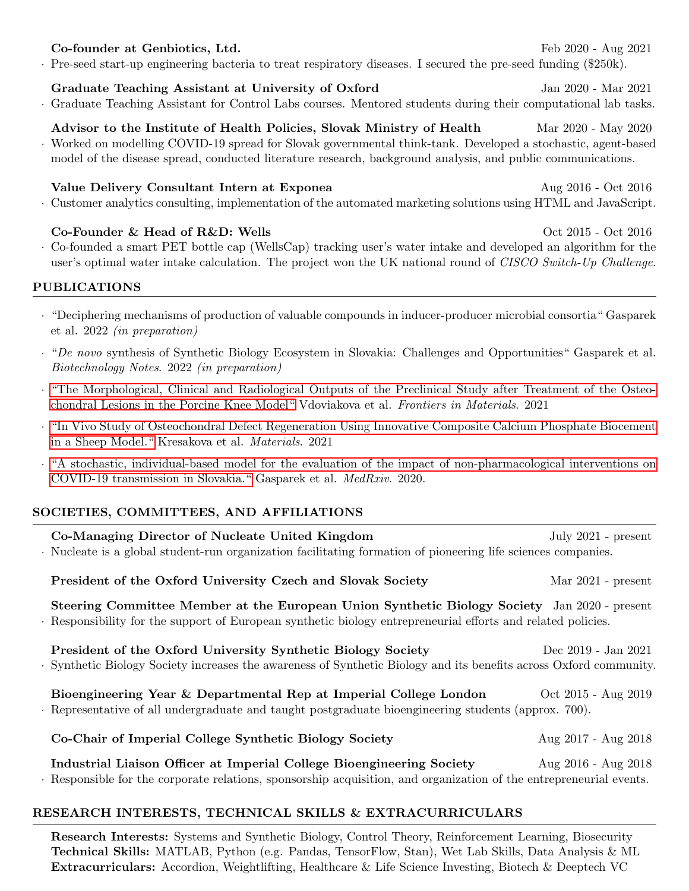**Co-founder at Genbiotics, Ltd.** Feb 2020 - Aug 2021

- Pre-seed start-up engineering bacteria to treat respiratory diseases. I secured the pre-seed funding ($250k).

**Graduate Teaching Assistant at University of Oxford** Jan 2020 - Mar 2021

- Graduate Teaching Assistant for Control Labs courses. Mentored students during their computational lab tasks.

**Advisor to the Institute of Health Policies, Slovak Ministry of Health** Mar 2020 - May 2020

- Worked on modelling COVID-19 spread for Slovak governmental think-tank. Developed a stochastic, agent-based model of the disease spread, conducted literature research, background analysis, and public communications.

**Value Delivery Consultant Intern at Exponea** Aug 2016 - Oct 2016

- Customer analytics consulting, implementation of the automated marketing solutions using HTML and JavaScript.

**Co-Founder & Head of R&D: Wells** Oct 2015 - Oct 2016

- Co-founded a smart PET bottle cap (WellsCap) tracking user's water intake and developed an algorithm for the user's optimal water intake calculation. The project won the UK national round of *CISCO Switch-Up Challenge*.

## PUBLICATIONS

- "Deciphering mechanisms of production of valuable compounds in inducer-producer microbial consortia" Gasparek et al. 2022 *(in preparation)*
- "*De novo* synthesis of Synthetic Biology Ecosystem in Slovakia: Challenges and Opportunities" Gasparek et al. *Biotechnology Notes*. 2022 *(in preparation)*
- "The Morphological, Clinical and Radiological Outputs of the Preclinical Study after Treatment of the Osteochondral Lesions in the Porcine Knee Model" Vdoviakova et al. *Frontiers in Materials*. 2021
- "In Vivo Study of Osteochondral Defect Regeneration Using Innovative Composite Calcium Phosphate Biocement in a Sheep Model." Kresakova et al. *Materials*. 2021
- "A stochastic, individual-based model for the evaluation of the impact of non-pharmacological interventions on COVID-19 transmission in Slovakia." Gasparek et al. *MedRxiv*. 2020.

## SOCIETIES, COMMITTEES, AND AFFILIATIONS

**Co-Managing Director of Nucleate United Kingdom** July 2021 - present

- Nucleate is a global student-run organization facilitating formation of pioneering life sciences companies.

**President of the Oxford University Czech and Slovak Society** Mar 2021 - present

**Steering Committee Member at the European Union Synthetic Biology Society** Jan 2020 - present

- Responsibility for the support of European synthetic biology entrepreneurial efforts and related policies.

**President of the Oxford University Synthetic Biology Society** Dec 2019 - Jan 2021

- Synthetic Biology Society increases the awareness of Synthetic Biology and its benefits across Oxford community.

**Bioengineering Year & Departmental Rep at Imperial College London** Oct 2015 - Aug 2019

- Representative of all undergraduate and taught postgraduate bioengineering students (approx. 700).

**Co-Chair of Imperial College Synthetic Biology Society** Aug 2017 - Aug 2018

**Industrial Liaison Officer at Imperial College Bioengineering Society** Aug 2016 - Aug 2018

- Responsible for the corporate relations, sponsorship acquisition, and organization of the entrepreneurial events.

## RESEARCH INTERESTS, TECHNICAL SKILLS & EXTRACURRICULARS

**Research Interests:** Systems and Synthetic Biology, Control Theory, Reinforcement Learning, Biosecurity
**Technical Skills:** MATLAB, Python (e.g. Pandas, TensorFlow, Stan), Wet Lab Skills, Data Analysis & ML
**Extracurriculars:** Accordion, Weightlifting, Healthcare & Life Science Investing, Biotech & Deeptech VC